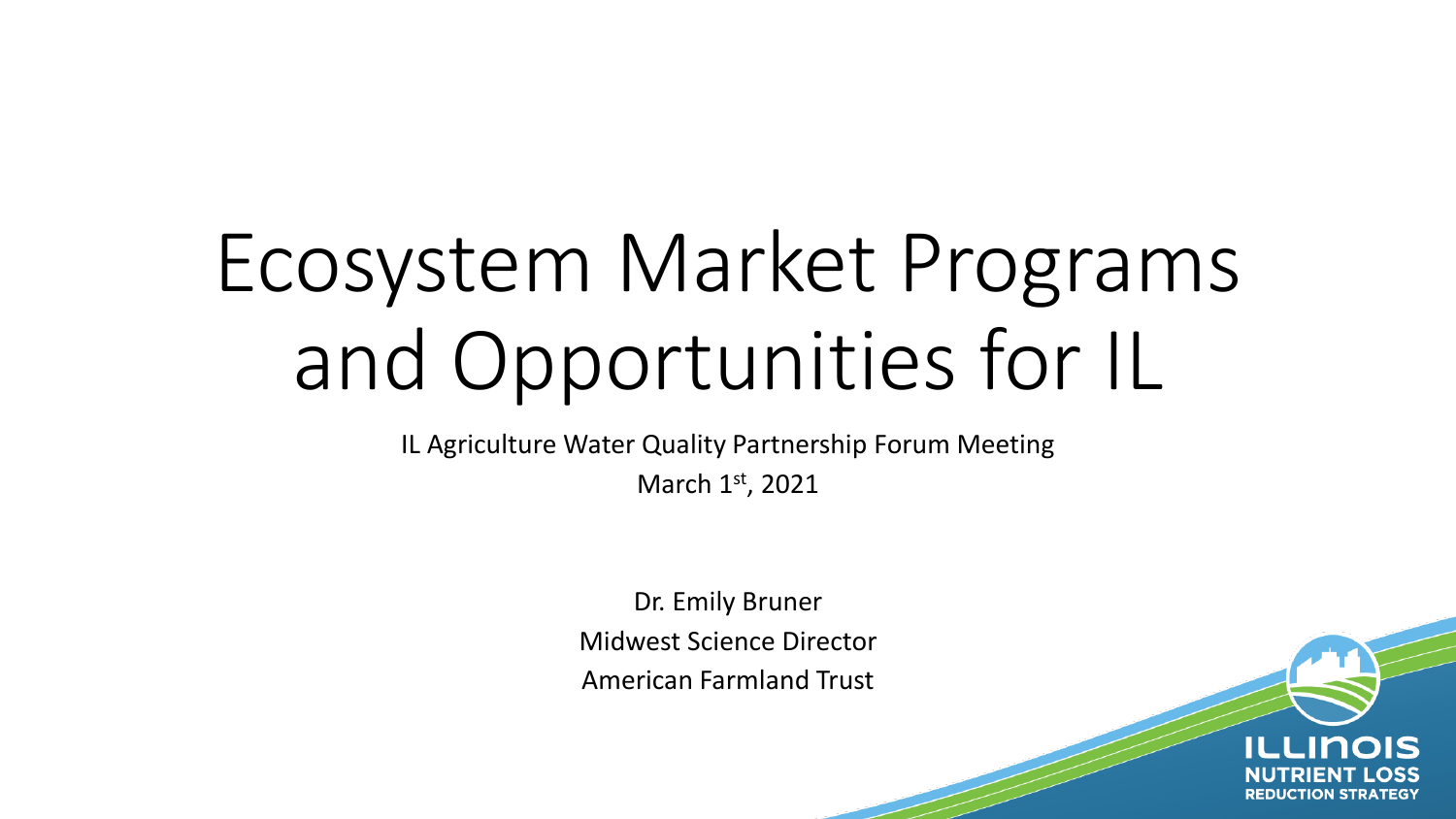# Ecosystem Market Programs and Opportunities for IL

IL Agriculture Water Quality Partnership Forum Meeting

March 1st, 2021

Dr. Emily Bruner

Midwest Science Director

American Farmland Trust

ILLINOIS NUTRIENT LOSS REDUCTION STRATEGY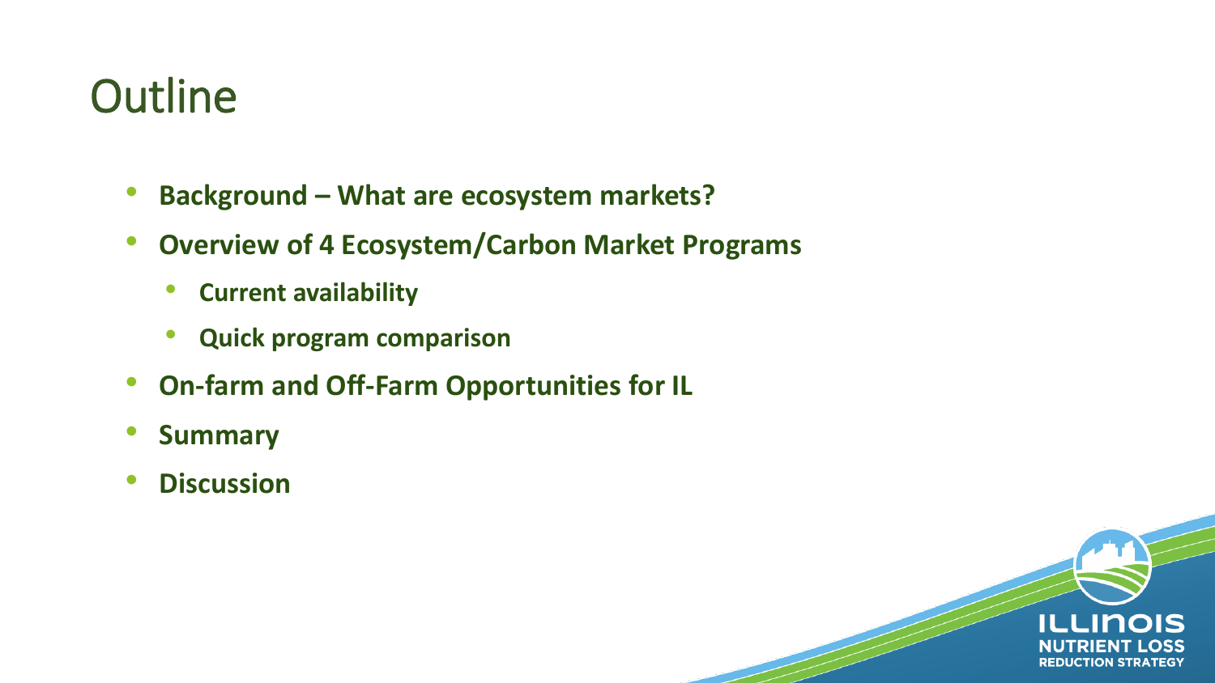# Outline

- **Background – What are ecosystem markets?**
- **Overview of 4 Ecosystem/Carbon Market Programs**
  - **Current availability**
  - **Quick program comparison**
- **On-farm and Off-Farm Opportunities for IL**
- **Summary**
- **Discussion**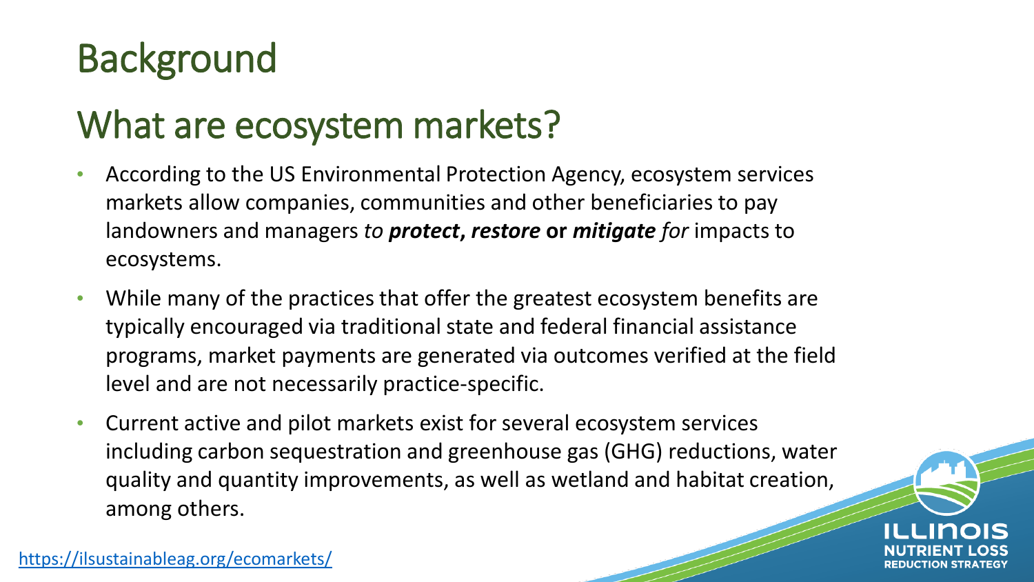# Background

## What are ecosystem markets?

- According to the US Environmental Protection Agency, ecosystem services markets allow companies, communities and other beneficiaries to pay landowners and managers *to* ***protect*****,** ***restore*** **or** ***mitigate*** *for* impacts to ecosystems.
- While many of the practices that offer the greatest ecosystem benefits are typically encouraged via traditional state and federal financial assistance programs, market payments are generated via outcomes verified at the field level and are not necessarily practice-specific.
- Current active and pilot markets exist for several ecosystem services including carbon sequestration and greenhouse gas (GHG) reductions, water quality and quantity improvements, as well as wetland and habitat creation, among others.

https://ilsustainableag.org/ecomarkets/

ILLINOIS NUTRIENT LOSS REDUCTION STRATEGY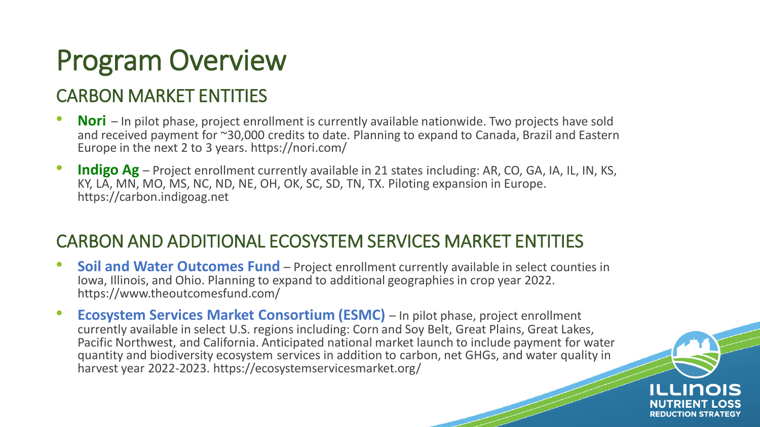# Program Overview

## CARBON MARKET ENTITIES

- **Nori** – In pilot phase, project enrollment is currently available nationwide. Two projects have sold and received payment for ~30,000 credits to date. Planning to expand to Canada, Brazil and Eastern Europe in the next 2 to 3 years. https://nori.com/
- **Indigo Ag** – Project enrollment currently available in 21 states including: AR, CO, GA, IA, IL, IN, KS, KY, LA, MN, MO, MS, NC, ND, NE, OH, OK, SC, SD, TN, TX. Piloting expansion in Europe. https://carbon.indigoag.net

## CARBON AND ADDITIONAL ECOSYSTEM SERVICES MARKET ENTITIES

- **Soil and Water Outcomes Fund** – Project enrollment currently available in select counties in Iowa, Illinois, and Ohio. Planning to expand to additional geographies in crop year 2022. https://www.theoutcomesfund.com/
- **Ecosystem Services Market Consortium (ESMC)** – In pilot phase, project enrollment currently available in select U.S. regions including: Corn and Soy Belt, Great Plains, Great Lakes, Pacific Northwest, and California. Anticipated national market launch to include payment for water quantity and biodiversity ecosystem services in addition to carbon, net GHGs, and water quality in harvest year 2022-2023. https://ecosystemservicesmarket.org/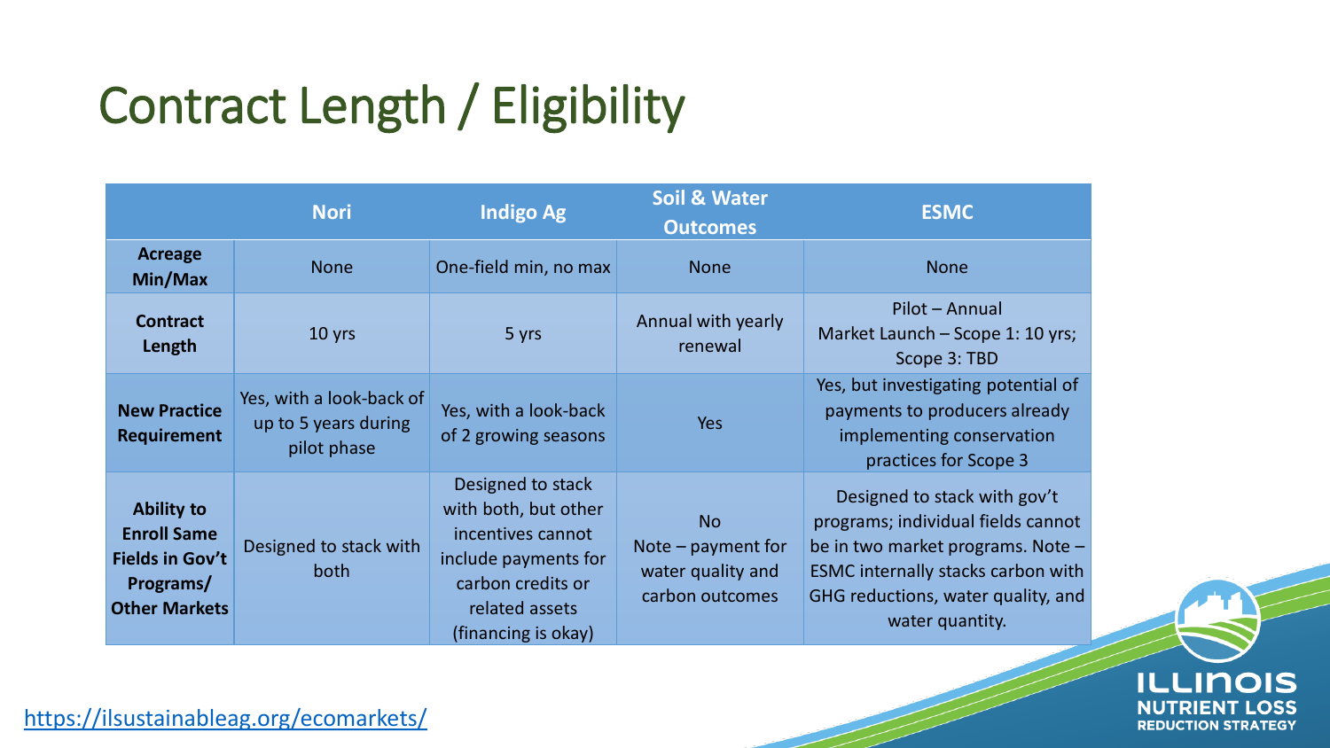# Contract Length / Eligibility

| | Nori | Indigo Ag | Soil & Water Outcomes | ESMC |
|---|---|---|---|---|
| **Acreage Min/Max** | None | One-field min, no max | None | None |
| **Contract Length** | 10 yrs | 5 yrs | Annual with yearly renewal | Pilot – Annual<br>Market Launch – Scope 1: 10 yrs; Scope 3: TBD |
| **New Practice Requirement** | Yes, with a look-back of up to 5 years during pilot phase | Yes, with a look-back of 2 growing seasons | Yes | Yes, but investigating potential of payments to producers already implementing conservation practices for Scope 3 |
| **Ability to Enroll Same Fields in Gov't Programs/ Other Markets** | Designed to stack with both | Designed to stack with both, but other incentives cannot include payments for carbon credits or related assets (financing is okay) | No<br>Note – payment for water quality and carbon outcomes | Designed to stack with gov't programs; individual fields cannot be in two market programs. Note – ESMC internally stacks carbon with GHG reductions, water quality, and water quantity. |

https://ilsustainableag.org/ecomarkets/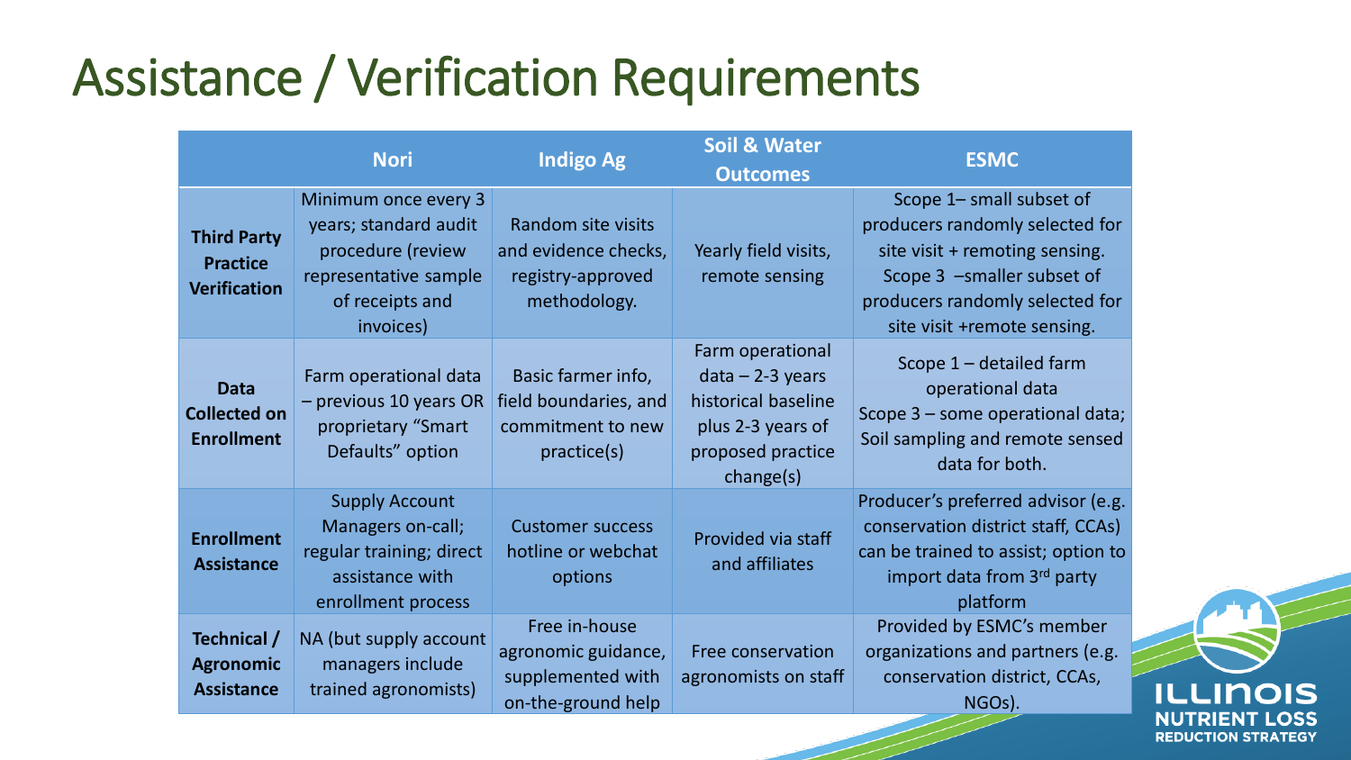# Assistance / Verification Requirements

| | Nori | Indigo Ag | Soil & Water Outcomes | ESMC |
|---|---|---|---|---|
| **Third Party Practice Verification** | Minimum once every 3 years; standard audit procedure (review representative sample of receipts and invoices) | Random site visits and evidence checks, registry-approved methodology. | Yearly field visits, remote sensing | Scope 1– small subset of producers randomly selected for site visit + remoting sensing. Scope 3 –smaller subset of producers randomly selected for site visit +remote sensing. |
| **Data Collected on Enrollment** | Farm operational data – previous 10 years OR proprietary "Smart Defaults" option | Basic farmer info, field boundaries, and commitment to new practice(s) | Farm operational data – 2-3 years historical baseline plus 2-3 years of proposed practice change(s) | Scope 1 – detailed farm operational data<br>Scope 3 – some operational data; Soil sampling and remote sensed data for both. |
| **Enrollment Assistance** | Supply Account Managers on-call; regular training; direct assistance with enrollment process | Customer success hotline or webchat options | Provided via staff and affiliates | Producer's preferred advisor (e.g. conservation district staff, CCAs) can be trained to assist; option to import data from 3rd party platform |
| **Technical / Agronomic Assistance** | NA (but supply account managers include trained agronomists) | Free in-house agronomic guidance, supplemented with on-the-ground help | Free conservation agronomists on staff | Provided by ESMC's member organizations and partners (e.g. conservation district, CCAs, NGOs). |

ILLINOIS NUTRIENT LOSS REDUCTION STRATEGY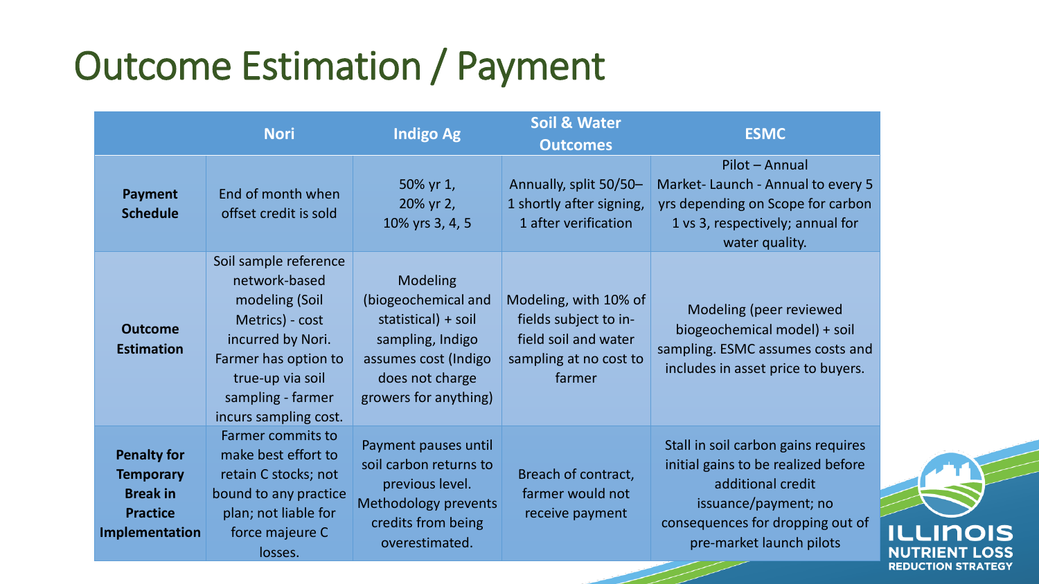# Outcome Estimation / Payment

| | Nori | Indigo Ag | Soil & Water Outcomes | ESMC |
|---|---|---|---|---|
| **Payment Schedule** | End of month when offset credit is sold | 50% yr 1, 20% yr 2, 10% yrs 3, 4, 5 | Annually, split 50/50– 1 shortly after signing, 1 after verification | Pilot – Annual Market- Launch - Annual to every 5 yrs depending on Scope for carbon 1 vs 3, respectively; annual for water quality. |
| **Outcome Estimation** | Soil sample reference network-based modeling (Soil Metrics) - cost incurred by Nori. Farmer has option to true-up via soil sampling - farmer incurs sampling cost. | Modeling (biogeochemical and statistical) + soil sampling, Indigo assumes cost (Indigo does not charge growers for anything) | Modeling, with 10% of fields subject to in-field soil and water sampling at no cost to farmer | Modeling (peer reviewed biogeochemical model) + soil sampling. ESMC assumes costs and includes in asset price to buyers. |
| **Penalty for Temporary Break in Practice Implementation** | Farmer commits to make best effort to retain C stocks; not bound to any practice plan; not liable for force majeure C losses. | Payment pauses until soil carbon returns to previous level. Methodology prevents credits from being overestimated. | Breach of contract, farmer would not receive payment | Stall in soil carbon gains requires initial gains to be realized before additional credit issuance/payment; no consequences for dropping out of pre-market launch pilots |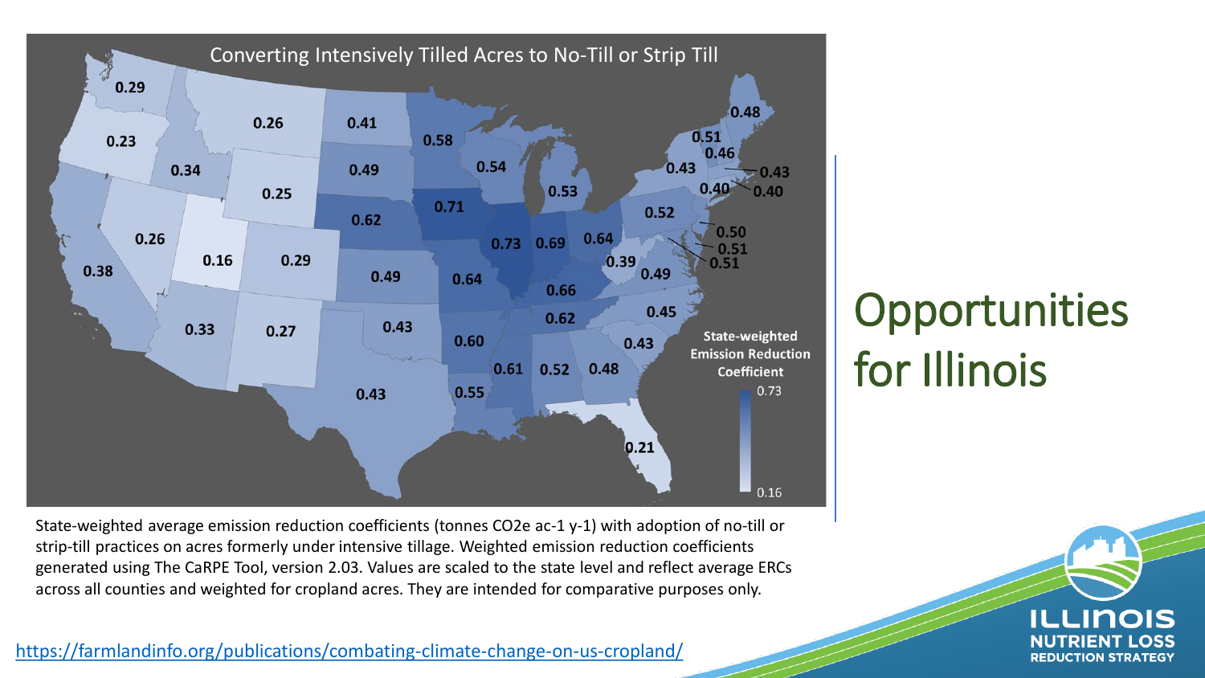# Opportunities for Illinois

Converting Intensively Tilled Acres to No-Till or Strip Till

State-weighted Emission Reduction Coefficient

State-weighted average emission reduction coefficients (tonnes CO2e ac-1 y-1) with adoption of no-till or strip-till practices on acres formerly under intensive tillage. Weighted emission reduction coefficients generated using The CaRPE Tool, version 2.03. Values are scaled to the state level and reflect average ERCs across all counties and weighted for cropland acres. They are intended for comparative purposes only.

https://farmlandinfo.org/publications/combating-climate-change-on-us-cropland/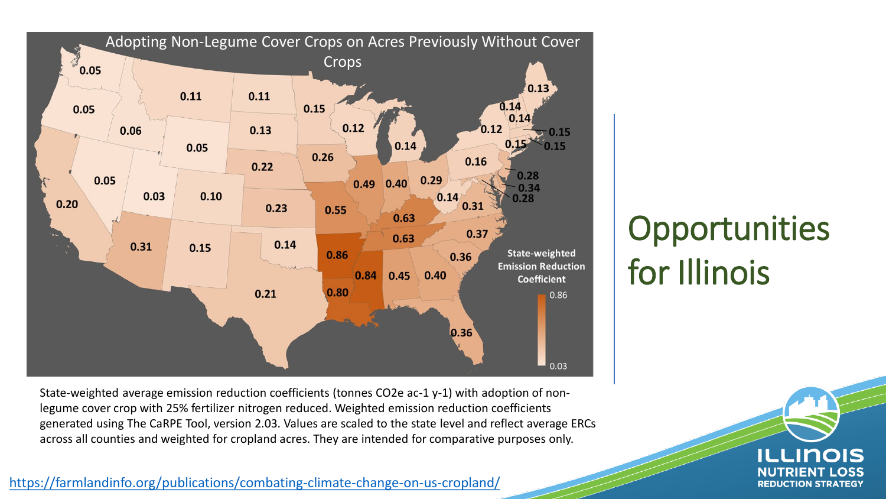# Opportunities for Illinois

**Adopting Non-Legume Cover Crops on Acres Previously Without Cover Crops**

State-weighted average emission reduction coefficients (tonnes CO2e ac-1 y-1) with adoption of non-legume cover crop with 25% fertilizer nitrogen reduced. Weighted emission reduction coefficients generated using The CaRPE Tool, version 2.03. Values are scaled to the state level and reflect average ERCs across all counties and weighted for cropland acres. They are intended for comparative purposes only.

https://farmlandinfo.org/publications/combating-climate-change-on-us-cropland/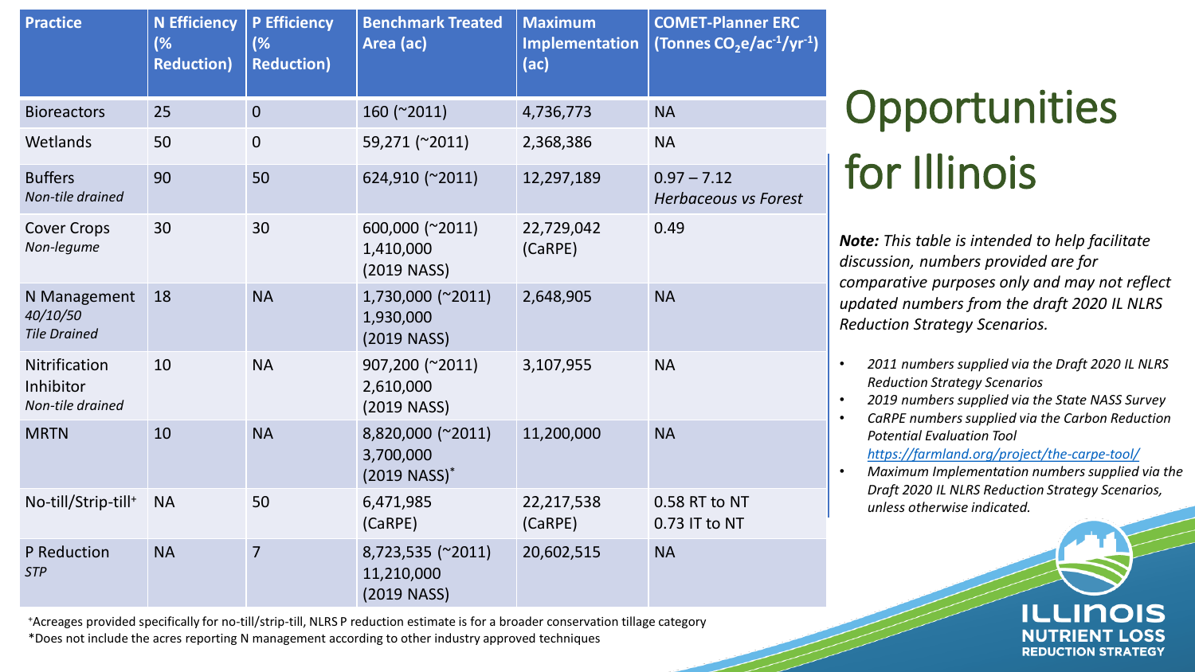# Opportunities for Illinois

| Practice | N Efficiency (% Reduction) | P Efficiency (% Reduction) | Benchmark Treated Area (ac) | Maximum Implementation (ac) | COMET-Planner ERC (Tonnes $CO_2e/ac^{-1}/yr^{-1}$) |
|---|---|---|---|---|---|
| Bioreactors | 25 | 0 | 160 (~2011) | 4,736,773 | NA |
| Wetlands | 50 | 0 | 59,271 (~2011) | 2,368,386 | NA |
| Buffers *Non-tile drained* | 90 | 50 | 624,910 (~2011) | 12,297,189 | 0.97 – 7.12 *Herbaceous vs Forest* |
| Cover Crops *Non-legume* | 30 | 30 | 600,000 (~2011) 1,410,000 (2019 NASS) | 22,729,042 (CaRPE) | 0.49 |
| N Management *40/10/50* *Tile Drained* | 18 | NA | 1,730,000 (~2011) 1,930,000 (2019 NASS) | 2,648,905 | NA |
| Nitrification Inhibitor *Non-tile drained* | 10 | NA | 907,200 (~2011) 2,610,000 (2019 NASS) | 3,107,955 | NA |
| MRTN | 10 | NA | 8,820,000 (~2011) 3,700,000 (2019 NASS)* | 11,200,000 | NA |
| No-till/Strip-till⁺ | NA | 50 | 6,471,985 (CaRPE) | 22,217,538 (CaRPE) | 0.58 RT to NT 0.73 IT to NT |
| P Reduction *STP* | NA | 7 | 8,723,535 (~2011) 11,210,000 (2019 NASS) | 20,602,515 | NA |

⁺Acreages provided specifically for no-till/strip-till, NLRS P reduction estimate is for a broader conservation tillage category

*Does not include the acres reporting N management according to other industry approved techniques

***Note:*** *This table is intended to help facilitate discussion, numbers provided are for comparative purposes only and may not reflect updated numbers from the draft 2020 IL NLRS Reduction Strategy Scenarios.*

- *2011 numbers supplied via the Draft 2020 IL NLRS Reduction Strategy Scenarios*
- *2019 numbers supplied via the State NASS Survey*
- *CaRPE numbers supplied via the Carbon Reduction Potential Evaluation Tool* *https://farmland.org/project/the-carpe-tool/*
- *Maximum Implementation numbers supplied via the Draft 2020 IL NLRS Reduction Strategy Scenarios, unless otherwise indicated.*

ILLINOIS NUTRIENT LOSS REDUCTION STRATEGY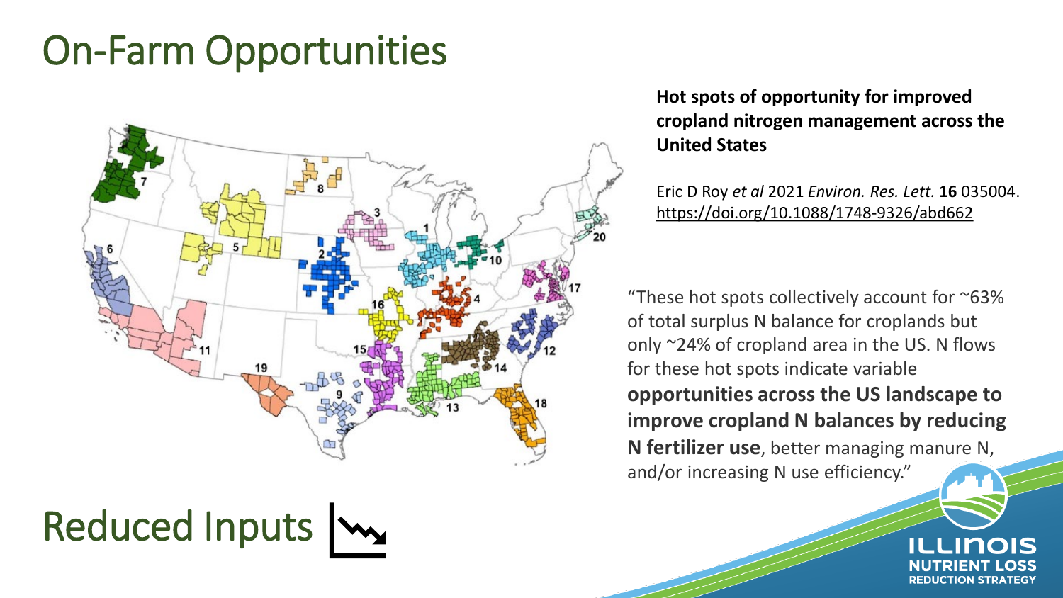# On-Farm Opportunities

**Hot spots of opportunity for improved cropland nitrogen management across the United States**

Eric D Roy *et al* 2021 *Environ. Res. Lett.* **16** 035004. https://doi.org/10.1088/1748-9326/abd662

"These hot spots collectively account for ~63% of total surplus N balance for croplands but only ~24% of cropland area in the US. N flows for these hot spots indicate variable **opportunities across the US landscape to improve cropland N balances by reducing N fertilizer use**, better managing manure N, and/or increasing N use efficiency."

# Reduced Inputs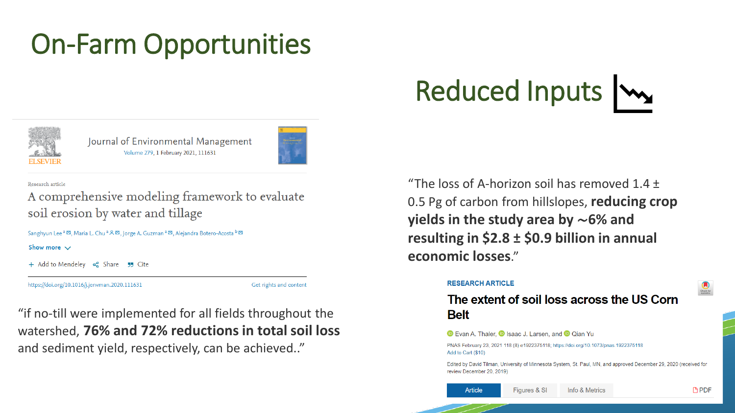# On-Farm Opportunities

## Reduced Inputs

Journal of Environmental Management

Volume 279, 1 February 2021, 111631

Research article

A comprehensive modeling framework to evaluate soil erosion by water and tillage

Sanghyun Lee [a], Maria L. Chu [a], Jorge A. Guzman [a], Alejandra Botero-Acosta [b]

Show more

+ Add to Mendeley   Share   Cite

https://doi.org/10.1016/j.jenvman.2020.111631

Get rights and content

"if no-till were implemented for all fields throughout the watershed, **76% and 72% reductions in total soil loss** and sediment yield, respectively, can be achieved.."

"The loss of A-horizon soil has removed 1.4 ± 0.5 Pg of carbon from hillslopes, **reducing crop yields in the study area by ∼6% and resulting in \$2.8 ± \$0.9 billion in annual economic losses**."

RESEARCH ARTICLE

The extent of soil loss across the US Corn Belt

Evan A. Thaler, Isaac J. Larsen, and Qian Yu

PNAS February 23, 2021 118 (8) e1922375118; https://doi.org/10.1073/pnas.1922375118

Add to Cart (\$10)

Edited by David Tilman, University of Minnesota System, St. Paul, MN, and approved December 29, 2020 (received for review December 20, 2019)

Article | Figures & SI | Info & Metrics | PDF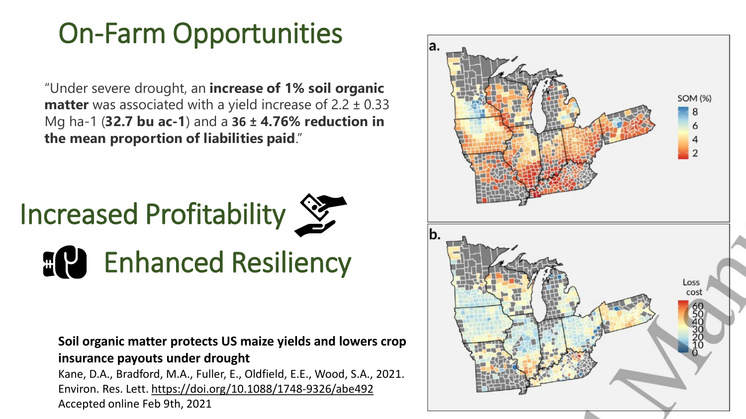# On-Farm Opportunities

"Under severe drought, an **increase of 1% soil organic matter** was associated with a yield increase of 2.2 ± 0.33 Mg ha-1 (**32.7 bu ac-1**) and a **36 ± 4.76% reduction in the mean proportion of liabilities paid**."

## Increased Profitability

## Enhanced Resiliency

**Soil organic matter protects US maize yields and lowers crop insurance payouts under drought**

Kane, D.A., Bradford, M.A., Fuller, E., Oldfield, E.E., Wood, S.A., 2021. Environ. Res. Lett. https://doi.org/10.1088/1748-9326/abe492

Accepted online Feb 9th, 2021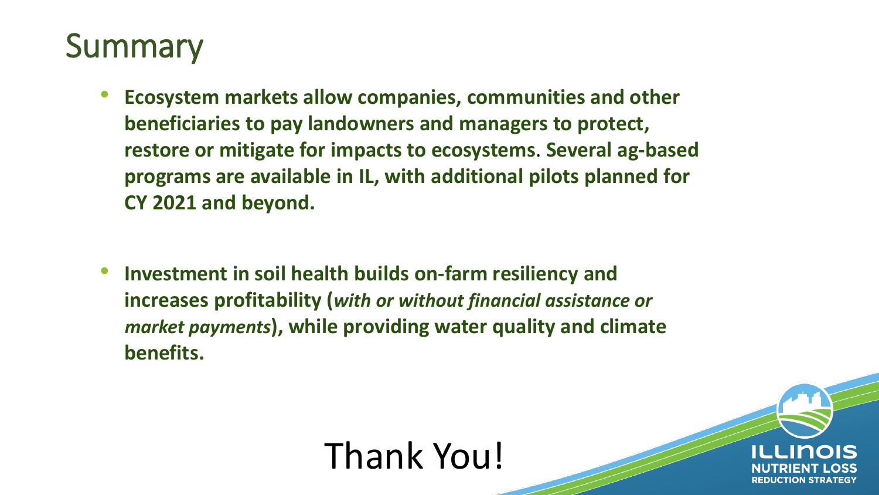# Summary

- **Ecosystem markets allow companies, communities and other beneficiaries to pay landowners and managers to protect, restore or mitigate for impacts to ecosystems. Several ag-based programs are available in IL, with additional pilots planned for CY 2021 and beyond.**

- **Investment in soil health builds on-farm resiliency and increases profitability (*with or without financial assistance or market payments*), while providing water quality and climate benefits.**

Thank You!

ILLINOIS NUTRIENT LOSS REDUCTION STRATEGY